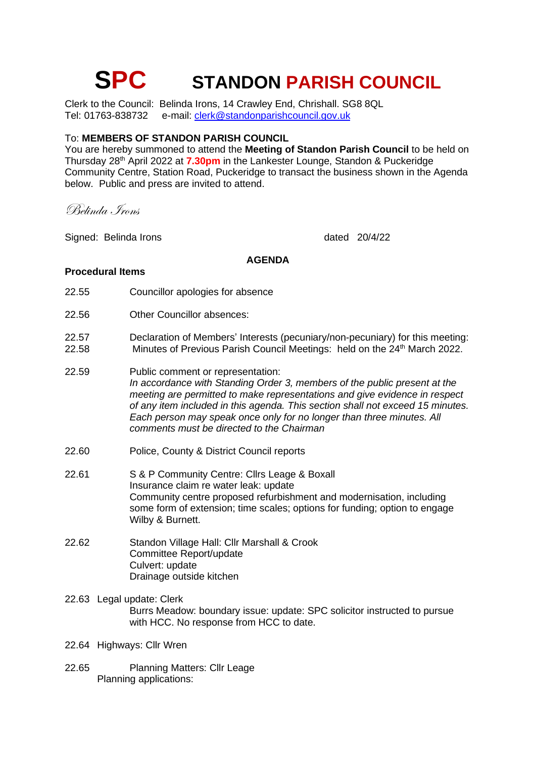# SPC STANDON PARISH COUNCIL

Clerk to the Council: Belinda Irons, 14 Crawley End, Chrishall. SG8 8QL
Tel: 01763-838732 e-mail: clerk@standonparishcouncil.gov.uk

To: **MEMBERS OF STANDON PARISH COUNCIL**
You are hereby summoned to attend the **Meeting of Standon Parish Council** to be held on Thursday 28th April 2022 at **7.30pm** in the Lankester Lounge, Standon & Puckeridge Community Centre, Station Road, Puckeridge to transact the business shown in the Agenda below. Public and press are invited to attend.

*Belinda Irons*

Signed: Belinda Irons dated 20/4/22

## AGENDA

### Procedural Items

22.55 Councillor apologies for absence

22.56 Other Councillor absences:

22.57 Declaration of Members' Interests (pecuniary/non-pecuniary) for this meeting:

22.58 Minutes of Previous Parish Council Meetings: held on the 24th March 2022.

22.59 Public comment or representation:
*In accordance with Standing Order 3, members of the public present at the meeting are permitted to make representations and give evidence in respect of any item included in this agenda. This section shall not exceed 15 minutes. Each person may speak once only for no longer than three minutes. All comments must be directed to the Chairman*

22.60 Police, County & District Council reports

22.61 S & P Community Centre: Cllrs Leage & Boxall
Insurance claim re water leak: update
Community centre proposed refurbishment and modernisation, including some form of extension; time scales; options for funding; option to engage Wilby & Burnett.

22.62 Standon Village Hall: Cllr Marshall & Crook
Committee Report/update
Culvert: update
Drainage outside kitchen

22.63 Legal update: Clerk
Burrs Meadow: boundary issue: update: SPC solicitor instructed to pursue with HCC. No response from HCC to date.

22.64 Highways: Cllr Wren

22.65 Planning Matters: Cllr Leage
Planning applications: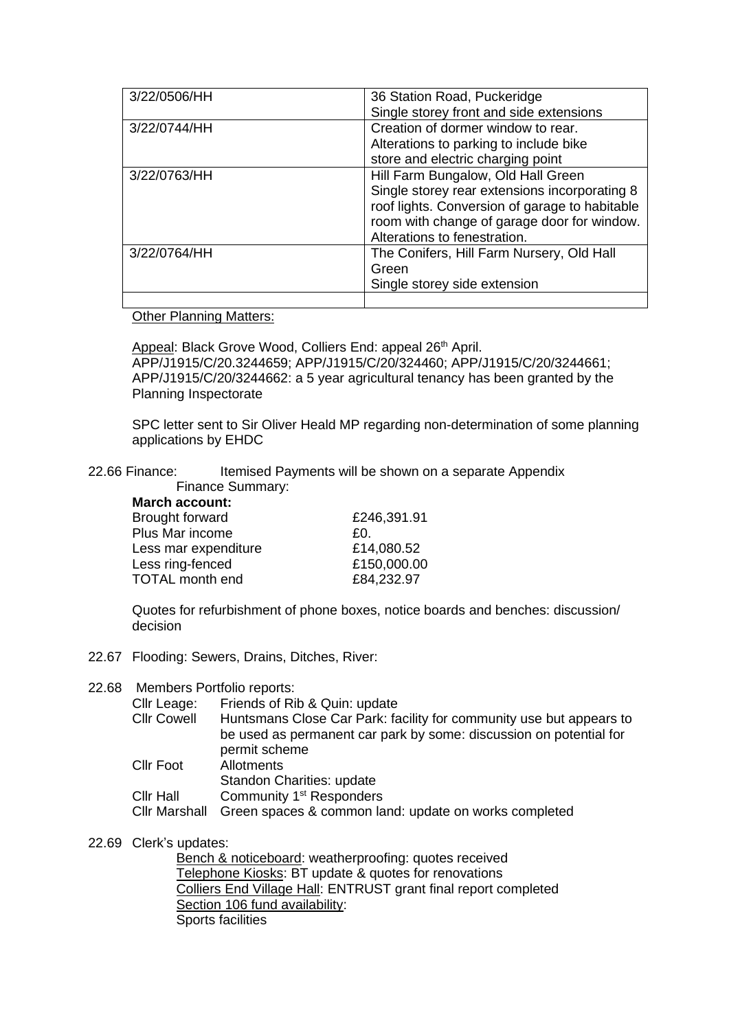| 3/22/0506/HH | 36 Station Road, Puckeridge<br>Single storey front and side extensions |
|---|---|
| 3/22/0744/HH | Creation of dormer window to rear. Alterations to parking to include bike store and electric charging point |
| 3/22/0763/HH | Hill Farm Bungalow, Old Hall Green<br>Single storey rear extensions incorporating 8 roof lights. Conversion of garage to habitable room with change of garage door for window. Alterations to fenestration. |
| 3/22/0764/HH | The Conifers, Hill Farm Nursery, Old Hall Green<br>Single storey side extension |
| | |

Other Planning Matters:

Appeal: Black Grove Wood, Colliers End: appeal 26th April. APP/J1915/C/20.3244659; APP/J1915/C/20/324460; APP/J1915/C/20/3244661; APP/J1915/C/20/3244662: a 5 year agricultural tenancy has been granted by the Planning Inspectorate

SPC letter sent to Sir Oliver Heald MP regarding non-determination of some planning applications by EHDC

22.66 Finance: Itemised Payments will be shown on a separate Appendix

Finance Summary:

**March account:**

| | |
|---|---|
| Brought forward | £246,391.91 |
| Plus Mar income | £0. |
| Less mar expenditure | £14,080.52 |
| Less ring-fenced | £150,000.00 |
| TOTAL month end | £84,232.97 |

Quotes for refurbishment of phone boxes, notice boards and benches: discussion/ decision

22.67 Flooding: Sewers, Drains, Ditches, River:

22.68 Members Portfolio reports:

- Cllr Leage: Friends of Rib & Quin: update
- Cllr Cowell: Huntsmans Close Car Park: facility for community use but appears to be used as permanent car park by some: discussion on potential for permit scheme
- Cllr Foot: Allotments
  Standon Charities: update
- Cllr Hall: Community 1st Responders
- Cllr Marshall: Green spaces & common land: update on works completed

22.69 Clerk's updates:

Bench & noticeboard: weatherproofing: quotes received
Telephone Kiosks: BT update & quotes for renovations
Colliers End Village Hall: ENTRUST grant final report completed
Section 106 fund availability:
Sports facilities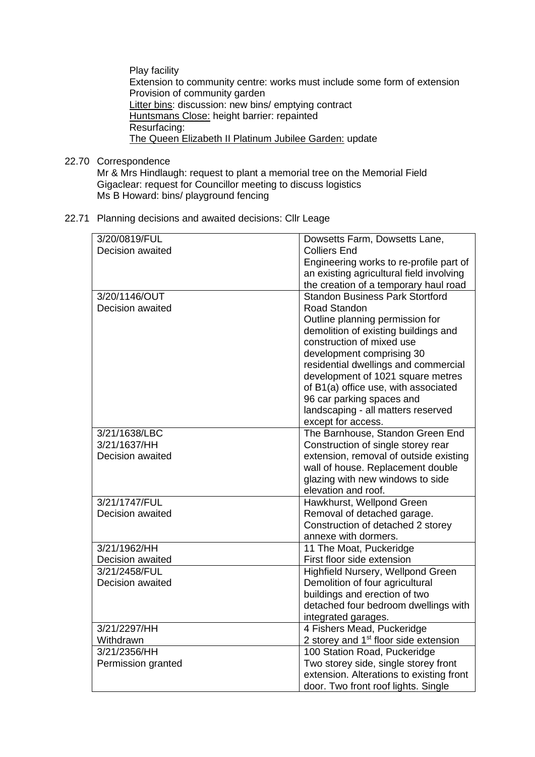Play facility
Extension to community centre: works must include some form of extension
Provision of community garden
Litter bins: discussion: new bins/ emptying contract
Huntsmans Close: height barrier: repainted
Resurfacing:
The Queen Elizabeth II Platinum Jubilee Garden: update

22.70 Correspondence
Mr & Mrs Hindlaugh: request to plant a memorial tree on the Memorial Field
Gigaclear: request for Councillor meeting to discuss logistics
Ms B Howard: bins/ playground fencing

22.71 Planning decisions and awaited decisions: Cllr Leage

| | |
|---|---|
| 3/20/0819/FUL<br>Decision awaited | Dowsetts Farm, Dowsetts Lane, Colliers End<br>Engineering works to re-profile part of an existing agricultural field involving the creation of a temporary haul road |
| 3/20/1146/OUT<br>Decision awaited | Standon Business Park Stortford Road Standon<br>Outline planning permission for demolition of existing buildings and construction of mixed use development comprising 30 residential dwellings and commercial development of 1021 square metres of B1(a) office use, with associated 96 car parking spaces and landscaping - all matters reserved except for access. |
| 3/21/1638/LBC<br>3/21/1637/HH<br>Decision awaited | The Barnhouse, Standon Green End<br>Construction of single storey rear extension, removal of outside existing wall of house. Replacement double glazing with new windows to side elevation and roof. |
| 3/21/1747/FUL<br>Decision awaited | Hawkhurst, Wellpond Green<br>Removal of detached garage.<br>Construction of detached 2 storey annexe with dormers. |
| 3/21/1962/HH<br>Decision awaited | 11 The Moat, Puckeridge<br>First floor side extension |
| 3/21/2458/FUL<br>Decision awaited | Highfield Nursery, Wellpond Green<br>Demolition of four agricultural buildings and erection of two detached four bedroom dwellings with integrated garages. |
| 3/21/2297/HH<br>Withdrawn | 4 Fishers Mead, Puckeridge<br>2 storey and 1st floor side extension |
| 3/21/2356/HH<br>Permission granted | 100 Station Road, Puckeridge<br>Two storey side, single storey front extension. Alterations to existing front door. Two front roof lights. Single |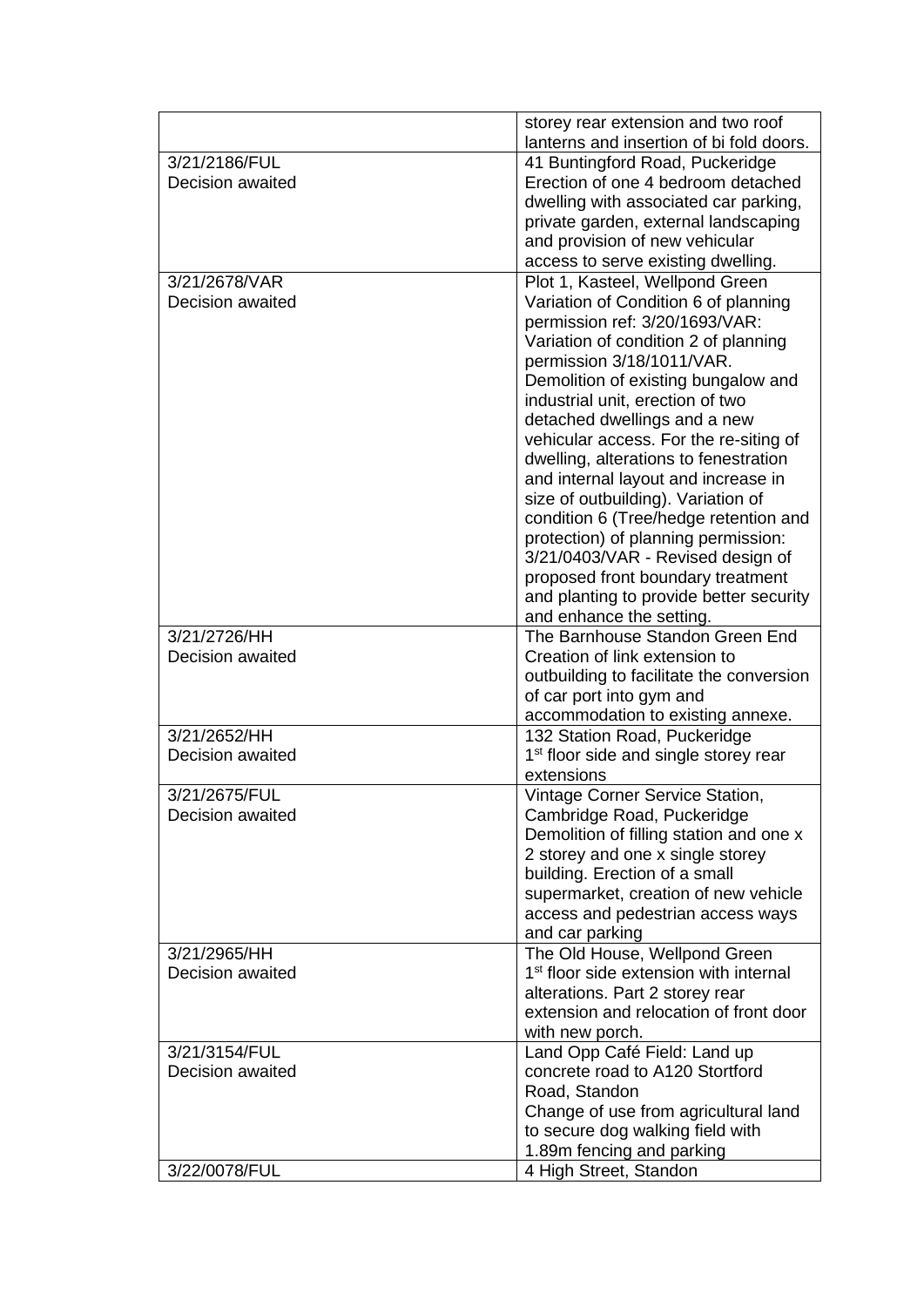| | |
|---|---|
| | storey rear extension and two roof lanterns and insertion of bi fold doors. |
| 3/21/2186/FUL<br>Decision awaited | 41 Buntingford Road, Puckeridge<br>Erection of one 4 bedroom detached dwelling with associated car parking, private garden, external landscaping and provision of new vehicular access to serve existing dwelling. |
| 3/21/2678/VAR<br>Decision awaited | Plot 1, Kasteel, Wellpond Green<br>Variation of Condition 6 of planning permission ref: 3/20/1693/VAR: Variation of condition 2 of planning permission 3/18/1011/VAR. Demolition of existing bungalow and industrial unit, erection of two detached dwellings and a new vehicular access. For the re-siting of dwelling, alterations to fenestration and internal layout and increase in size of outbuilding). Variation of condition 6 (Tree/hedge retention and protection) of planning permission: 3/21/0403/VAR - Revised design of proposed front boundary treatment and planting to provide better security and enhance the setting. |
| 3/21/2726/HH<br>Decision awaited | The Barnhouse Standon Green End<br>Creation of link extension to outbuilding to facilitate the conversion of car port into gym and accommodation to existing annexe. |
| 3/21/2652/HH<br>Decision awaited | 132 Station Road, Puckeridge<br>1st floor side and single storey rear extensions |
| 3/21/2675/FUL<br>Decision awaited | Vintage Corner Service Station, Cambridge Road, Puckeridge<br>Demolition of filling station and one x 2 storey and one x single storey building. Erection of a small supermarket, creation of new vehicle access and pedestrian access ways and car parking |
| 3/21/2965/HH<br>Decision awaited | The Old House, Wellpond Green<br>1st floor side extension with internal alterations. Part 2 storey rear extension and relocation of front door with new porch. |
| 3/21/3154/FUL<br>Decision awaited | Land Opp Café Field: Land up concrete road to A120 Stortford Road, Standon<br>Change of use from agricultural land to secure dog walking field with 1.89m fencing and parking |
| 3/22/0078/FUL | 4 High Street, Standon |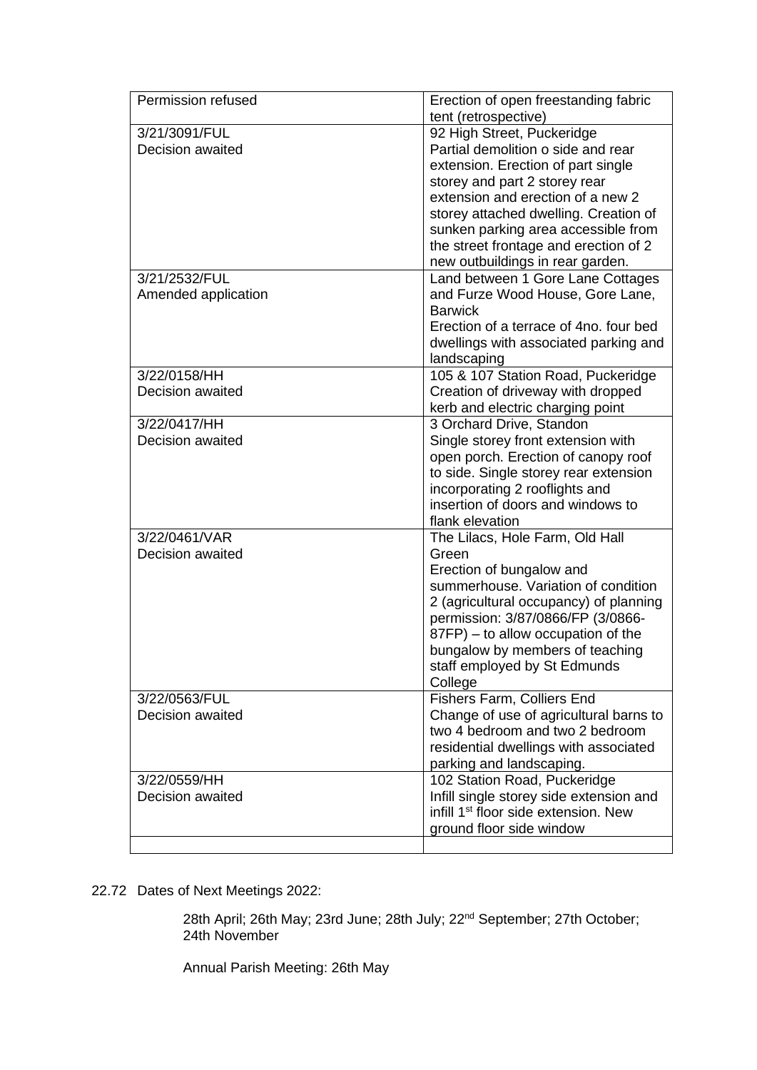| | |
|---|---|
| Permission refused | Erection of open freestanding fabric tent (retrospective) |
| 3/21/3091/FUL<br>Decision awaited | 92 High Street, Puckeridge<br>Partial demolition o side and rear extension. Erection of part single storey and part 2 storey rear extension and erection of a new 2 storey attached dwelling. Creation of sunken parking area accessible from the street frontage and erection of 2 new outbuildings in rear garden. |
| 3/21/2532/FUL<br>Amended application | Land between 1 Gore Lane Cottages and Furze Wood House, Gore Lane, Barwick<br>Erection of a terrace of 4no. four bed dwellings with associated parking and landscaping |
| 3/22/0158/HH<br>Decision awaited | 105 & 107 Station Road, Puckeridge<br>Creation of driveway with dropped kerb and electric charging point |
| 3/22/0417/HH<br>Decision awaited | 3 Orchard Drive, Standon<br>Single storey front extension with open porch. Erection of canopy roof to side. Single storey rear extension incorporating 2 rooflights and insertion of doors and windows to flank elevation |
| 3/22/0461/VAR<br>Decision awaited | The Lilacs, Hole Farm, Old Hall Green<br>Erection of bungalow and summerhouse. Variation of condition 2 (agricultural occupancy) of planning permission: 3/87/0866/FP (3/0866-87FP) – to allow occupation of the bungalow by members of teaching staff employed by St Edmunds College |
| 3/22/0563/FUL<br>Decision awaited | Fishers Farm, Colliers End<br>Change of use of agricultural barns to two 4 bedroom and two 2 bedroom residential dwellings with associated parking and landscaping. |
| 3/22/0559/HH<br>Decision awaited | 102 Station Road, Puckeridge<br>Infill single storey side extension and infill 1st floor side extension. New ground floor side window |
| | |

22.72 Dates of Next Meetings 2022:

28th April; 26th May; 23rd June; 28th July; 22nd September; 27th October; 24th November

Annual Parish Meeting: 26th May